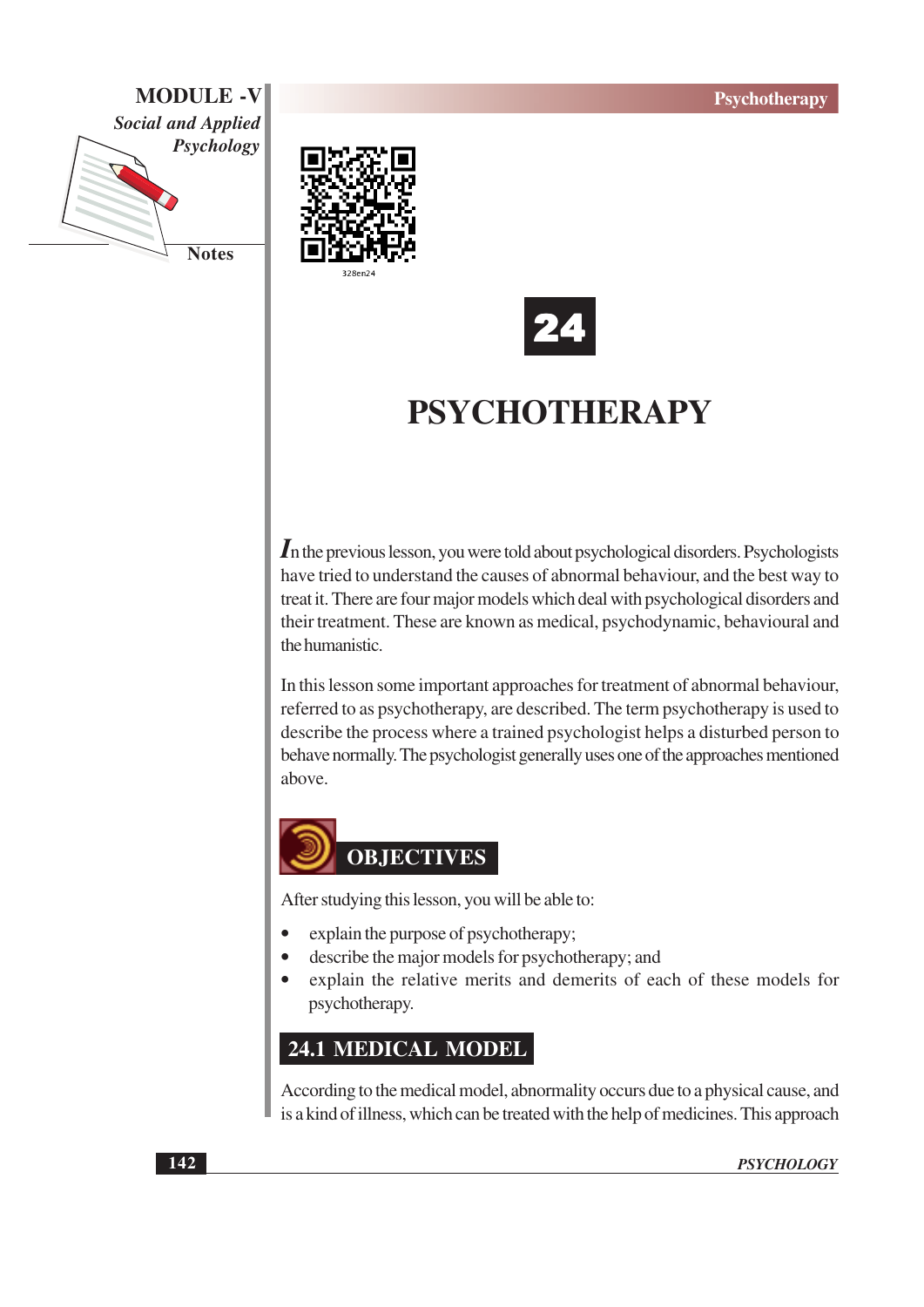# 24

# PSYCHOTHERAPY

In the previous lesson, you were told about psychological disorders. Psychologists have tried to understand the causes of abnormal behaviour, and the best way to treat it. There are four major models which deal with psychological disorders and their treatment. These are known as medical, psychodynamic, behavioural and the humanistic.

In this lesson some important approaches for treatment of abnormal behaviour, referred to as psychotherapy, are described. The term psychotherapy is used to describe the process where a trained psychologist helps a disturbed person to behave normally. The psychologist generally uses one of the approaches mentioned above.

## OBJECTIVES

After studying this lesson, you will be able to:

- explain the purpose of psychotherapy;
- describe the major models for psychotherapy; and
- explain the relative merits and demerits of each of these models for psychotherapy.

## 24.1 MEDICAL MODEL

According to the medical model, abnormality occurs due to a physical cause, and is a kind of illness, which can be treated with the help of medicines. This approach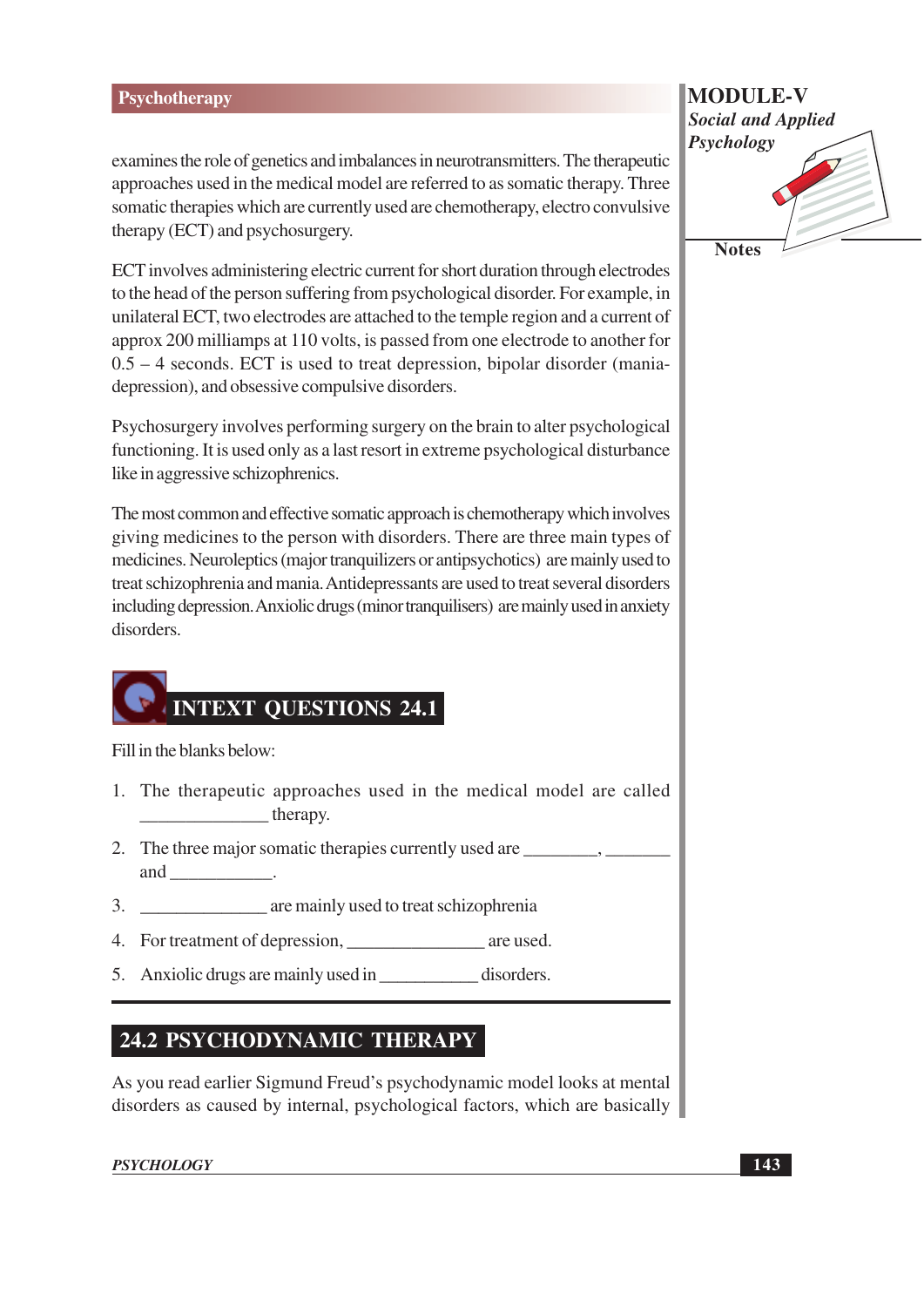examines the role of genetics and imbalances in neurotransmitters. The therapeutic approaches used in the medical model are referred to as somatic therapy. Three somatic therapies which are currently used are chemotherapy, electro convulsive therapy (ECT) and psychosurgery.

ECT involves administering electric current for short duration through electrodes to the head of the person suffering from psychological disorder. For example, in unilateral ECT, two electrodes are attached to the temple region and a current of approx 200 milliamps at 110 volts, is passed from one electrode to another for 0.5 – 4 seconds. ECT is used to treat depression, bipolar disorder (mania-depression), and obsessive compulsive disorders.

Psychosurgery involves performing surgery on the brain to alter psychological functioning. It is used only as a last resort in extreme psychological disturbance like in aggressive schizophrenics.

The most common and effective somatic approach is chemotherapy which involves giving medicines to the person with disorders. There are three main types of medicines. Neuroleptics (major tranquilizers or antipsychotics) are mainly used to treat schizophrenia and mania. Antidepressants are used to treat several disorders including depression. Anxiolic drugs (minor tranquilisers) are mainly used in anxiety disorders.

## INTEXT QUESTIONS 24.1

Fill in the blanks below:

1. The therapeutic approaches used in the medical model are called ______________ therapy.
2. The three major somatic therapies currently used are ________, _______ and ___________.
3. ______________ are mainly used to treat schizophrenia
4. For treatment of depression, _______________ are used.
5. Anxiolic drugs are mainly used in ___________ disorders.

## 24.2 PSYCHODYNAMIC THERAPY

As you read earlier Sigmund Freud's psychodynamic model looks at mental disorders as caused by internal, psychological factors, which are basically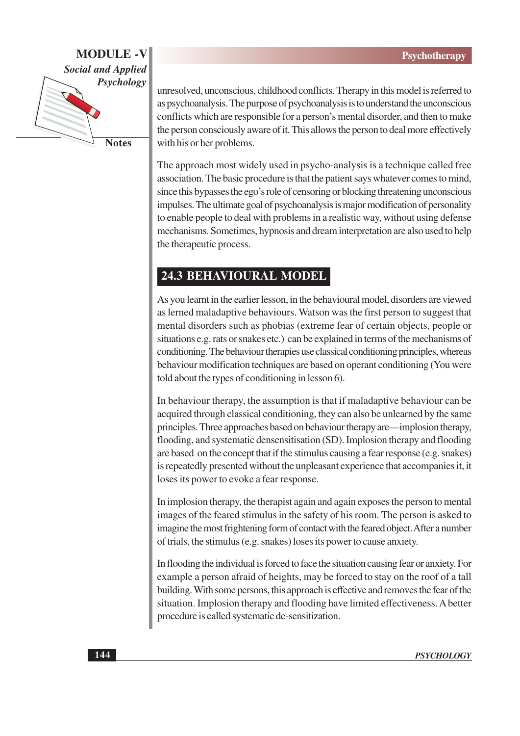unresolved, unconscious, childhood conflicts. Therapy in this model is referred to as psychoanalysis. The purpose of psychoanalysis is to understand the unconscious conflicts which are responsible for a person's mental disorder, and then to make the person consciously aware of it. This allows the person to deal more effectively with his or her problems.

The approach most widely used in psycho-analysis is a technique called free association. The basic procedure is that the patient says whatever comes to mind, since this bypasses the ego's role of censoring or blocking threatening unconscious impulses. The ultimate goal of psychoanalysis is major modification of personality to enable people to deal with problems in a realistic way, without using defense mechanisms. Sometimes, hypnosis and dream interpretation are also used to help the therapeutic process.

## 24.3 BEHAVIOURAL MODEL

As you learnt in the earlier lesson, in the behavioural model, disorders are viewed as lerned maladaptive behaviours. Watson was the first person to suggest that mental disorders such as phobias (extreme fear of certain objects, people or situations e.g. rats or snakes etc.) can be explained in terms of the mechanisms of conditioning. The behaviour therapies use classical conditioning principles, whereas behaviour modification techniques are based on operant conditioning (You were told about the types of conditioning in lesson 6).

In behaviour therapy, the assumption is that if maladaptive behaviour can be acquired through classical conditioning, they can also be unlearned by the same principles. Three approaches based on behaviour therapy are—implosion therapy, flooding, and systematic densensitisation (SD). Implosion therapy and flooding are based on the concept that if the stimulus causing a fear response (e.g. snakes) is repeatedly presented without the unpleasant experience that accompanies it, it loses its power to evoke a fear response.

In implosion therapy, the therapist again and again exposes the person to mental images of the feared stimulus in the safety of his room. The person is asked to imagine the most frightening form of contact with the feared object. After a number of trials, the stimulus (e.g. snakes) loses its power to cause anxiety.

In flooding the individual is forced to face the situation causing fear or anxiety. For example a person afraid of heights, may be forced to stay on the roof of a tall building. With some persons, this approach is effective and removes the fear of the situation. Implosion therapy and flooding have limited effectiveness. A better procedure is called systematic de-sensitization.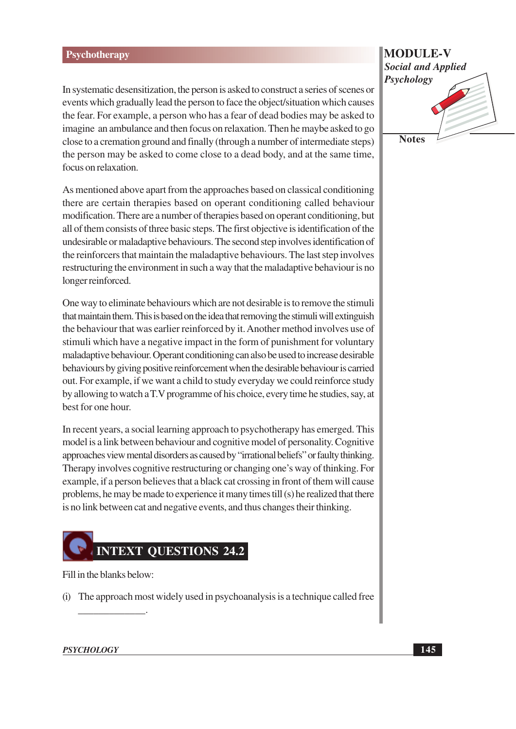In systematic desensitization, the person is asked to construct a series of scenes or events which gradually lead the person to face the object/situation which causes the fear. For example, a person who has a fear of dead bodies may be asked to imagine an ambulance and then focus on relaxation. Then he maybe asked to go close to a cremation ground and finally (through a number of intermediate steps) the person may be asked to come close to a dead body, and at the same time, focus on relaxation.

As mentioned above apart from the approaches based on classical conditioning there are certain therapies based on operant conditioning called behaviour modification. There are a number of therapies based on operant conditioning, but all of them consists of three basic steps. The first objective is identification of the undesirable or maladaptive behaviours. The second step involves identification of the reinforcers that maintain the maladaptive behaviours. The last step involves restructuring the environment in such a way that the maladaptive behaviour is no longer reinforced.

One way to eliminate behaviours which are not desirable is to remove the stimuli that maintain them. This is based on the idea that removing the stimuli will extinguish the behaviour that was earlier reinforced by it. Another method involves use of stimuli which have a negative impact in the form of punishment for voluntary maladaptive behaviour. Operant conditioning can also be used to increase desirable behaviours by giving positive reinforcement when the desirable behaviour is carried out. For example, if we want a child to study everyday we could reinforce study by allowing to watch a T.V programme of his choice, every time he studies, say, at best for one hour.

In recent years, a social learning approach to psychotherapy has emerged. This model is a link between behaviour and cognitive model of personality. Cognitive approaches view mental disorders as caused by "irrational beliefs" or faulty thinking. Therapy involves cognitive restructuring or changing one's way of thinking. For example, if a person believes that a black cat crossing in front of them will cause problems, he may be made to experience it many times till (s) he realized that there is no link between cat and negative events, and thus changes their thinking.

## INTEXT QUESTIONS 24.2

Fill in the blanks below:

(i) The approach most widely used in psychoanalysis is a technique called free \_\_\_\_\_\_\_\_\_\_\_\_\_.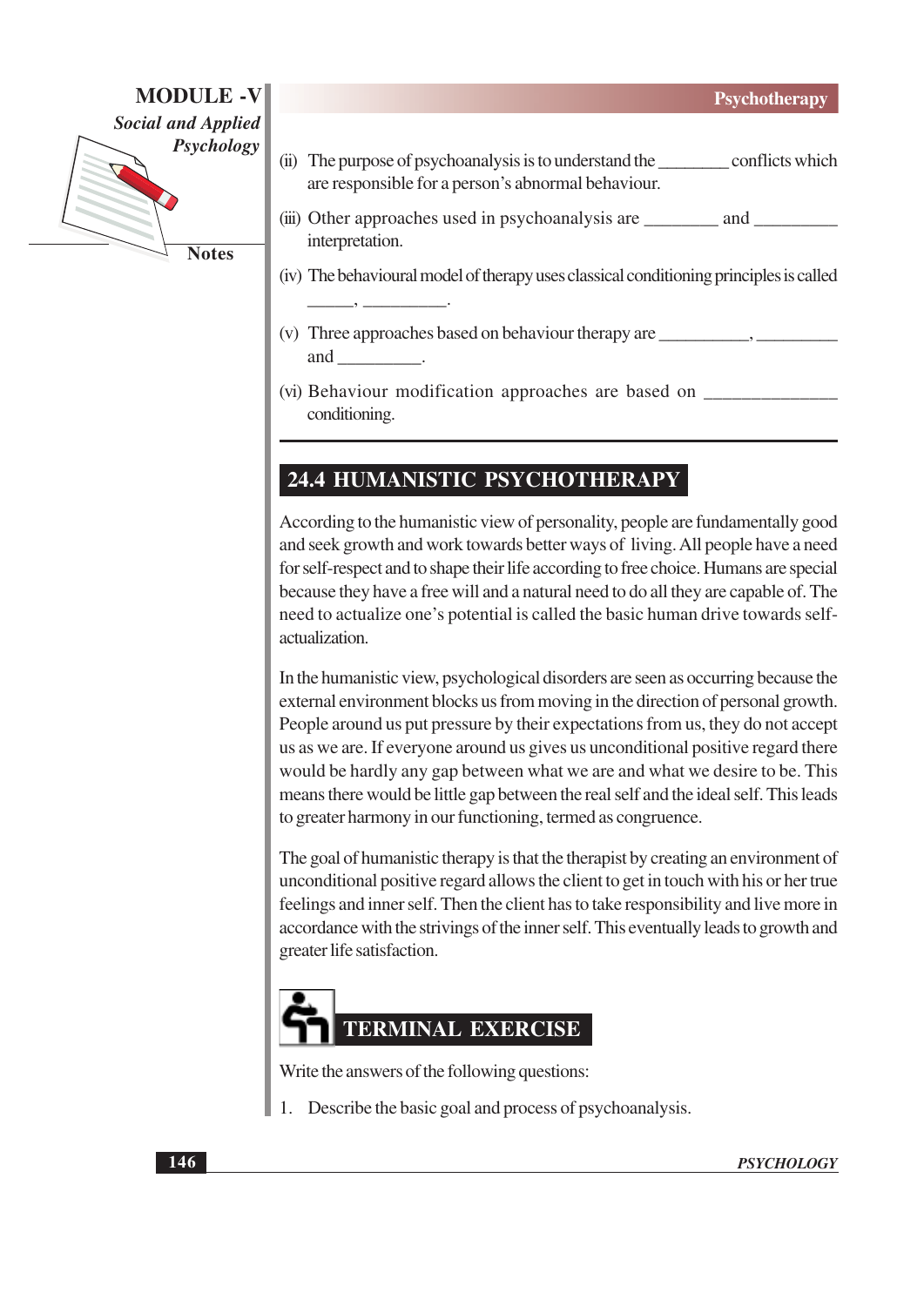(ii) The purpose of psychoanalysis is to understand the ________ conflicts which are responsible for a person's abnormal behaviour.

(iii) Other approaches used in psychoanalysis are ________ and _________ interpretation.

(iv) The behavioural model of therapy uses classical conditioning principles is called _____, _________.

(v) Three approaches based on behaviour therapy are __________, _________ and _________.

(vi) Behaviour modification approaches are based on ______________ conditioning.

## 24.4 HUMANISTIC PSYCHOTHERAPY

According to the humanistic view of personality, people are fundamentally good and seek growth and work towards better ways of living. All people have a need for self-respect and to shape their life according to free choice. Humans are special because they have a free will and a natural need to do all they are capable of. The need to actualize one's potential is called the basic human drive towards self-actualization.

In the humanistic view, psychological disorders are seen as occurring because the external environment blocks us from moving in the direction of personal growth. People around us put pressure by their expectations from us, they do not accept us as we are. If everyone around us gives us unconditional positive regard there would be hardly any gap between what we are and what we desire to be. This means there would be little gap between the real self and the ideal self. This leads to greater harmony in our functioning, termed as congruence.

The goal of humanistic therapy is that the therapist by creating an environment of unconditional positive regard allows the client to get in touch with his or her true feelings and inner self. Then the client has to take responsibility and live more in accordance with the strivings of the inner self. This eventually leads to growth and greater life satisfaction.

## TERMINAL EXERCISE

Write the answers of the following questions:

1. Describe the basic goal and process of psychoanalysis.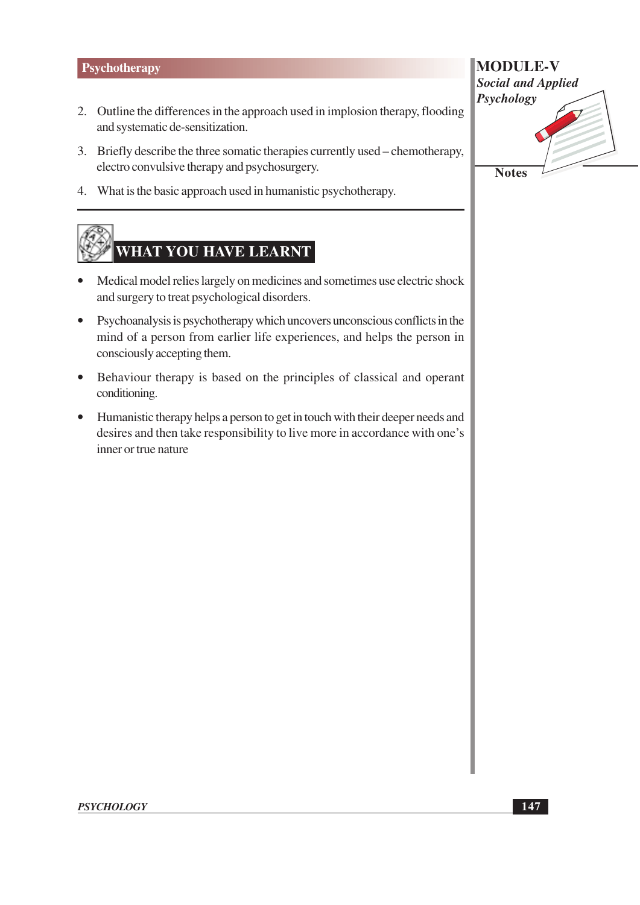2. Outline the differences in the approach used in implosion therapy, flooding and systematic de-sensitization.
3. Briefly describe the three somatic therapies currently used – chemotherapy, electro convulsive therapy and psychosurgery.
4. What is the basic approach used in humanistic psychotherapy.

## WHAT YOU HAVE LEARNT

- Medical model relies largely on medicines and sometimes use electric shock and surgery to treat psychological disorders.
- Psychoanalysis is psychotherapy which uncovers unconscious conflicts in the mind of a person from earlier life experiences, and helps the person in consciously accepting them.
- Behaviour therapy is based on the principles of classical and operant conditioning.
- Humanistic therapy helps a person to get in touch with their deeper needs and desires and then take responsibility to live more in accordance with one's inner or true nature